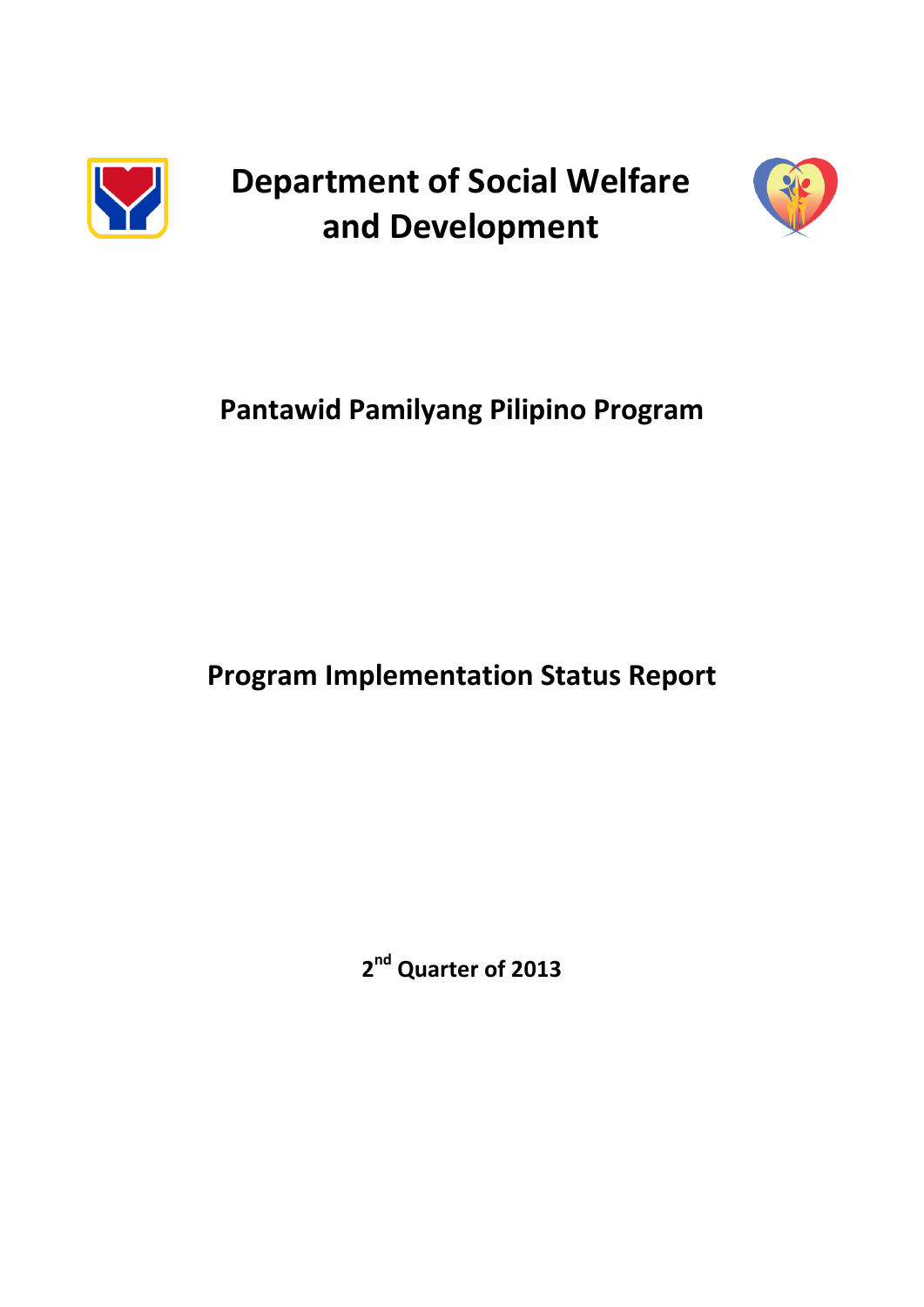# Department of Social Welfare and Development

## Pantawid Pamilyang Pilipino Program

## Program Implementation Status Report

**2nd Quarter of 2013**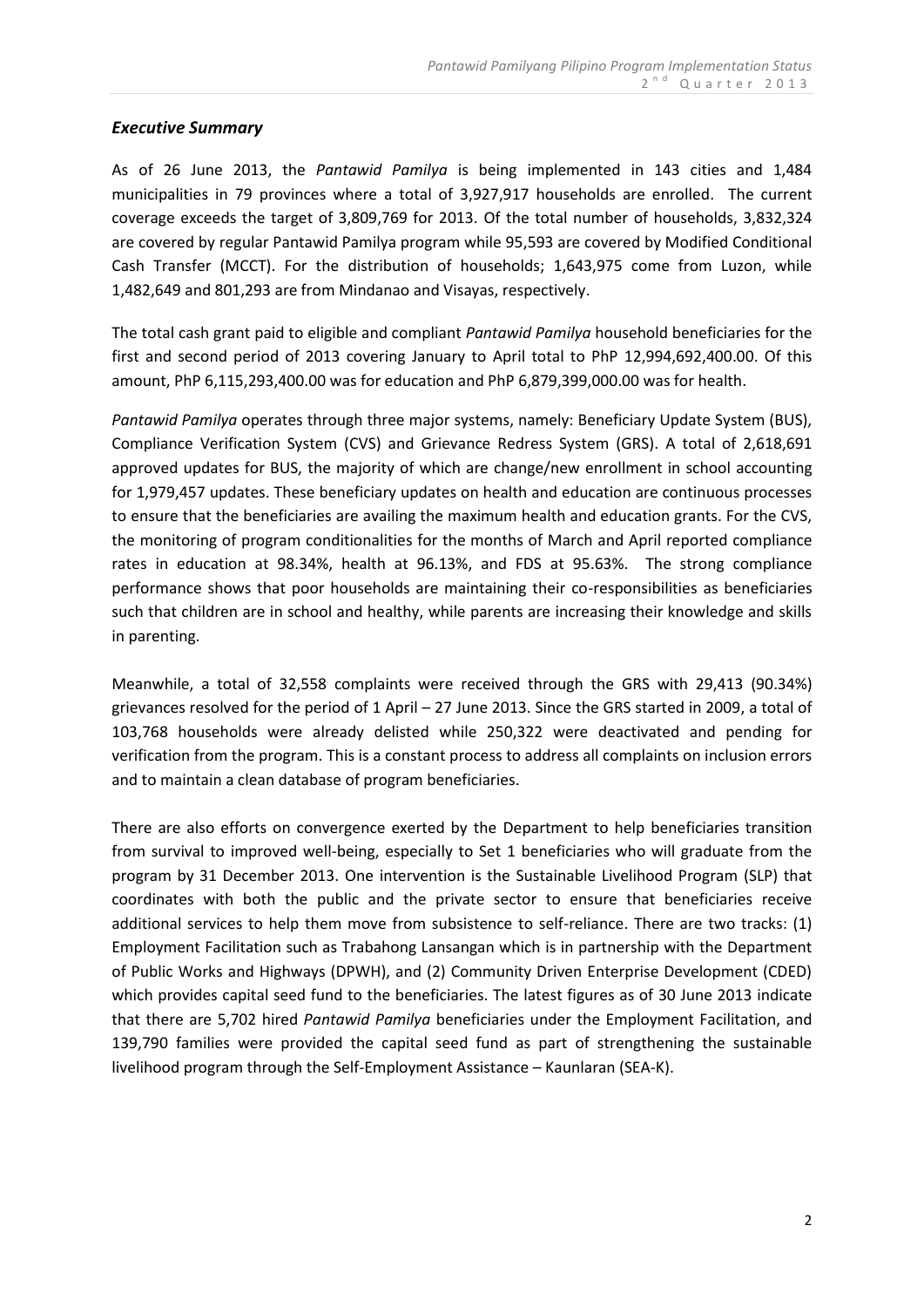### *Executive Summary*

As of 26 June 2013, the *Pantawid Pamilya* is being implemented in 143 cities and 1,484 municipalities in 79 provinces where a total of 3,927,917 households are enrolled. The current coverage exceeds the target of 3,809,769 for 2013. Of the total number of households, 3,832,324 are covered by regular Pantawid Pamilya program while 95,593 are covered by Modified Conditional Cash Transfer (MCCT). For the distribution of households; 1,643,975 come from Luzon, while 1,482,649 and 801,293 are from Mindanao and Visayas, respectively.

The total cash grant paid to eligible and compliant *Pantawid Pamilya* household beneficiaries for the first and second period of 2013 covering January to April total to PhP 12,994,692,400.00. Of this amount, PhP 6,115,293,400.00 was for education and PhP 6,879,399,000.00 was for health.

*Pantawid Pamilya* operates through three major systems, namely: Beneficiary Update System (BUS), Compliance Verification System (CVS) and Grievance Redress System (GRS). A total of 2,618,691 approved updates for BUS, the majority of which are change/new enrollment in school accounting for 1,979,457 updates. These beneficiary updates on health and education are continuous processes to ensure that the beneficiaries are availing the maximum health and education grants. For the CVS, the monitoring of program conditionalities for the months of March and April reported compliance rates in education at 98.34%, health at 96.13%, and FDS at 95.63%. The strong compliance performance shows that poor households are maintaining their co-responsibilities as beneficiaries such that children are in school and healthy, while parents are increasing their knowledge and skills in parenting.

Meanwhile, a total of 32,558 complaints were received through the GRS with 29,413 (90.34%) grievances resolved for the period of 1 April – 27 June 2013. Since the GRS started in 2009, a total of 103,768 households were already delisted while 250,322 were deactivated and pending for verification from the program. This is a constant process to address all complaints on inclusion errors and to maintain a clean database of program beneficiaries.

There are also efforts on convergence exerted by the Department to help beneficiaries transition from survival to improved well-being, especially to Set 1 beneficiaries who will graduate from the program by 31 December 2013. One intervention is the Sustainable Livelihood Program (SLP) that coordinates with both the public and the private sector to ensure that beneficiaries receive additional services to help them move from subsistence to self-reliance. There are two tracks: (1) Employment Facilitation such as Trabahong Lansangan which is in partnership with the Department of Public Works and Highways (DPWH), and (2) Community Driven Enterprise Development (CDED) which provides capital seed fund to the beneficiaries. The latest figures as of 30 June 2013 indicate that there are 5,702 hired *Pantawid Pamilya* beneficiaries under the Employment Facilitation, and 139,790 families were provided the capital seed fund as part of strengthening the sustainable livelihood program through the Self-Employment Assistance – Kaunlaran (SEA-K).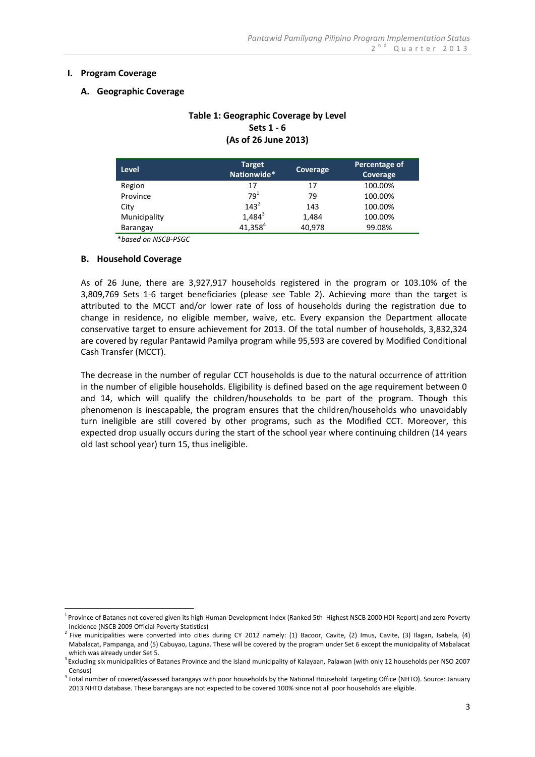## I. Program Coverage

### A. Geographic Coverage

**Table 1: Geographic Coverage by Level**
**Sets 1 - 6**
**(As of 26 June 2013)**

| Level | Target Nationwide* | Coverage | Percentage of Coverage |
|---|---|---|---|
| Region | 17 | 17 | 100.00% |
| Province | 79[1] | 79 | 100.00% |
| City | 143[2] | 143 | 100.00% |
| Municipality | 1,484[3] | 1,484 | 100.00% |
| Barangay | 41,358[4] | 40,978 | 99.08% |

\*based on NSCB-PSGC

### B. Household Coverage

As of 26 June, there are 3,927,917 households registered in the program or 103.10% of the 3,809,769 Sets 1-6 target beneficiaries (please see Table 2). Achieving more than the target is attributed to the MCCT and/or lower rate of loss of households during the registration due to change in residence, no eligible member, waive, etc. Every expansion the Department allocate conservative target to ensure achievement for 2013. Of the total number of households, 3,832,324 are covered by regular Pantawid Pamilya program while 95,593 are covered by Modified Conditional Cash Transfer (MCCT).

The decrease in the number of regular CCT households is due to the natural occurrence of attrition in the number of eligible households. Eligibility is defined based on the age requirement between 0 and 14, which will qualify the children/households to be part of the program. Though this phenomenon is inescapable, the program ensures that the children/households who unavoidably turn ineligible are still covered by other programs, such as the Modified CCT. Moreover, this expected drop usually occurs during the start of the school year where continuing children (14 years old last school year) turn 15, thus ineligible.

---

[1] Province of Batanes not covered given its high Human Development Index (Ranked 5th Highest NSCB 2000 HDI Report) and zero Poverty Incidence (NSCB 2009 Official Poverty Statistics)

[2] Five municipalities were converted into cities during CY 2012 namely: (1) Bacoor, Cavite, (2) Imus, Cavite, (3) Ilagan, Isabela, (4) Mabalacat, Pampanga, and (5) Cabuyao, Laguna. These will be covered by the program under Set 6 except the municipality of Mabalacat which was already under Set 5.

[3] Excluding six municipalities of Batanes Province and the island municipality of Kalayaan, Palawan (with only 12 households per NSO 2007 Census)

[4] Total number of covered/assessed barangays with poor households by the National Household Targeting Office (NHTO). Source: January 2013 NHTO database. These barangays are not expected to be covered 100% since not all poor households are eligible.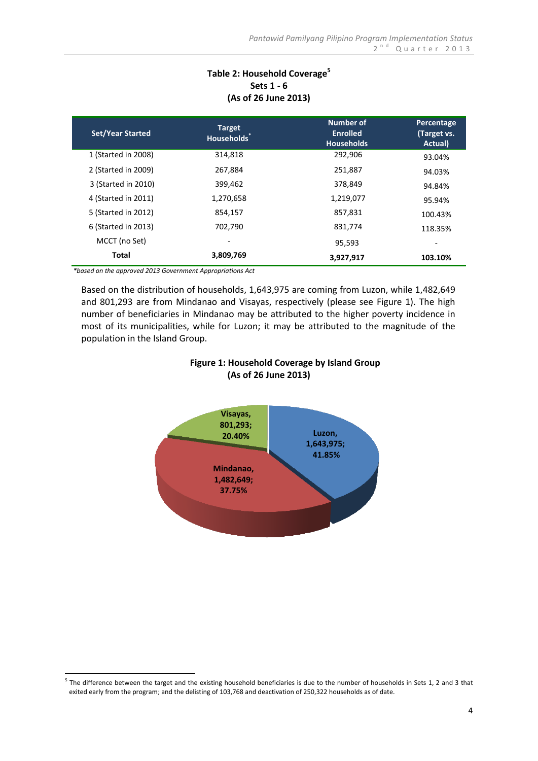**Table 2: Household Coverage[5]**
**Sets 1 - 6**
**(As of 26 June 2013)**

| Set/Year Started | Target Households* | Number of Enrolled Households | Percentage (Target vs. Actual) |
|---|---|---|---|
| 1 (Started in 2008) | 314,818 | 292,906 | 93.04% |
| 2 (Started in 2009) | 267,884 | 251,887 | 94.03% |
| 3 (Started in 2010) | 399,462 | 378,849 | 94.84% |
| 4 (Started in 2011) | 1,270,658 | 1,219,077 | 95.94% |
| 5 (Started in 2012) | 854,157 | 857,831 | 100.43% |
| 6 (Started in 2013) | 702,790 | 831,774 | 118.35% |
| MCCT (no Set) | - | 95,593 | - |
| **Total** | **3,809,769** | **3,927,917** | **103.10%** |

*\*based on the approved 2013 Government Appropriations Act*

Based on the distribution of households, 1,643,975 are coming from Luzon, while 1,482,649 and 801,293 are from Mindanao and Visayas, respectively (please see Figure 1). The high number of beneficiaries in Mindanao may be attributed to the higher poverty incidence in most of its municipalities, while for Luzon; it may be attributed to the magnitude of the population in the Island Group.

**Figure 1: Household Coverage by Island Group**
**(As of 26 June 2013)**

| Island Group | Households | Percentage |
|---|---|---|
| Luzon | 1,643,975 | 41.85% |
| Mindanao | 1,482,649 | 37.75% |
| Visayas | 801,293 | 20.40% |

[5] The difference between the target and the existing household beneficiaries is due to the number of households in Sets 1, 2 and 3 that exited early from the program; and the delisting of 103,768 and deactivation of 250,322 households as of date.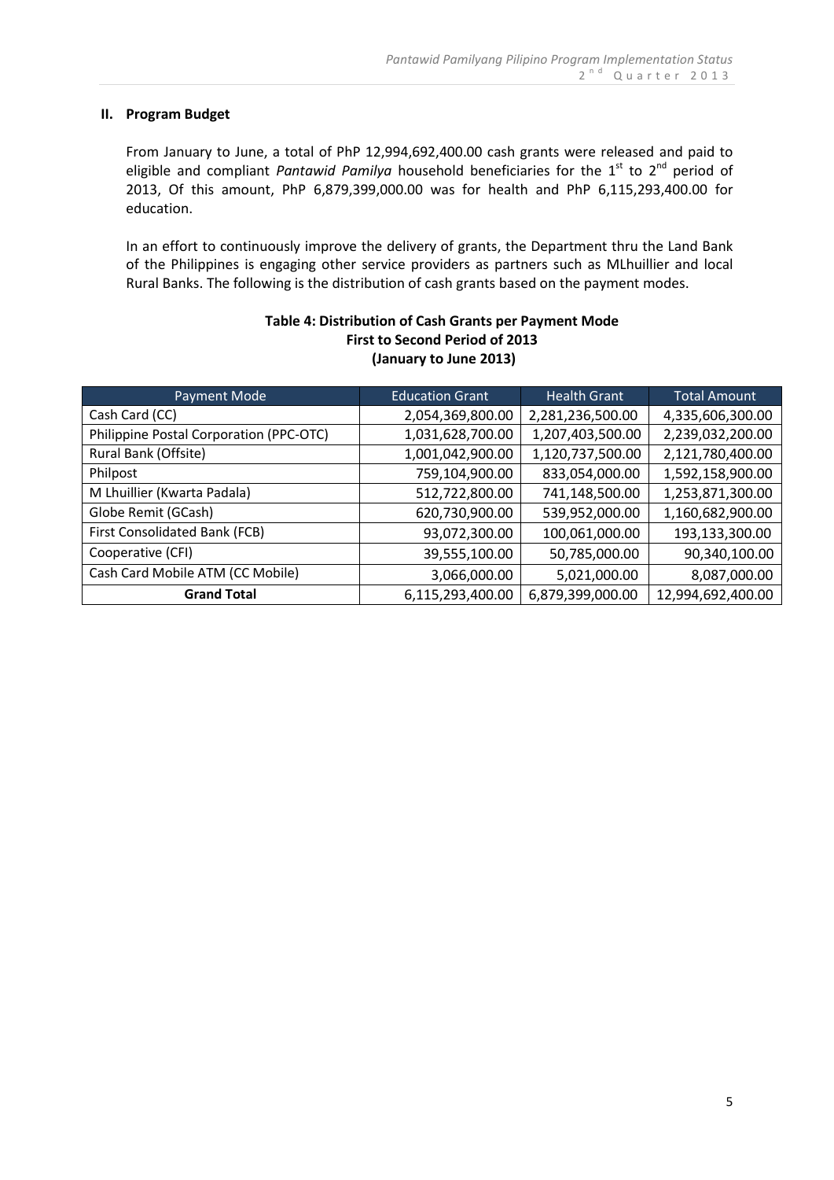## II. Program Budget

From January to June, a total of PhP 12,994,692,400.00 cash grants were released and paid to eligible and compliant *Pantawid Pamilya* household beneficiaries for the 1st to 2nd period of 2013, Of this amount, PhP 6,879,399,000.00 was for health and PhP 6,115,293,400.00 for education.

In an effort to continuously improve the delivery of grants, the Department thru the Land Bank of the Philippines is engaging other service providers as partners such as MLhuillier and local Rural Banks. The following is the distribution of cash grants based on the payment modes.

**Table 4: Distribution of Cash Grants per Payment Mode**
**First to Second Period of 2013**
**(January to June 2013)**

| Payment Mode | Education Grant | Health Grant | Total Amount |
|---|---:|---:|---:|
| Cash Card (CC) | 2,054,369,800.00 | 2,281,236,500.00 | 4,335,606,300.00 |
| Philippine Postal Corporation (PPC-OTC) | 1,031,628,700.00 | 1,207,403,500.00 | 2,239,032,200.00 |
| Rural Bank (Offsite) | 1,001,042,900.00 | 1,120,737,500.00 | 2,121,780,400.00 |
| Philpost | 759,104,900.00 | 833,054,000.00 | 1,592,158,900.00 |
| M Lhuillier (Kwarta Padala) | 512,722,800.00 | 741,148,500.00 | 1,253,871,300.00 |
| Globe Remit (GCash) | 620,730,900.00 | 539,952,000.00 | 1,160,682,900.00 |
| First Consolidated Bank (FCB) | 93,072,300.00 | 100,061,000.00 | 193,133,300.00 |
| Cooperative (CFI) | 39,555,100.00 | 50,785,000.00 | 90,340,100.00 |
| Cash Card Mobile ATM (CC Mobile) | 3,066,000.00 | 5,021,000.00 | 8,087,000.00 |
| **Grand Total** | 6,115,293,400.00 | 6,879,399,000.00 | 12,994,692,400.00 |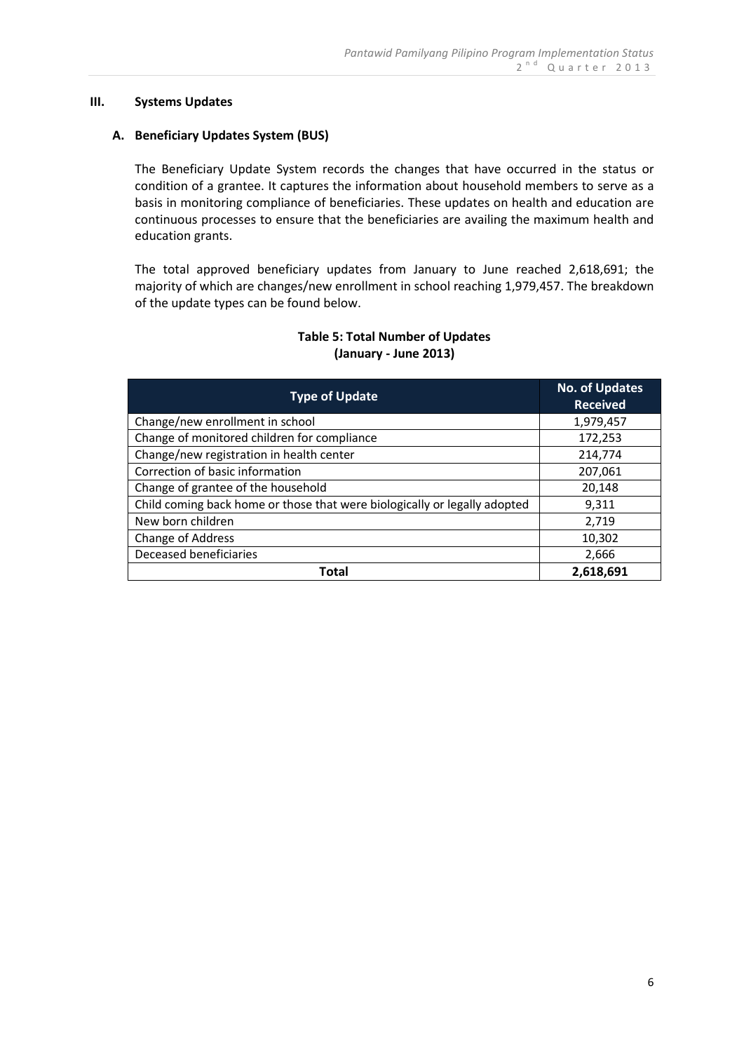## III. Systems Updates

### A. Beneficiary Updates System (BUS)

The Beneficiary Update System records the changes that have occurred in the status or condition of a grantee. It captures the information about household members to serve as a basis in monitoring compliance of beneficiaries. These updates on health and education are continuous processes to ensure that the beneficiaries are availing the maximum health and education grants.

The total approved beneficiary updates from January to June reached 2,618,691; the majority of which are changes/new enrollment in school reaching 1,979,457. The breakdown of the update types can be found below.

**Table 5: Total Number of Updates (January - June 2013)**

| Type of Update | No. of Updates Received |
|---|---|
| Change/new enrollment in school | 1,979,457 |
| Change of monitored children for compliance | 172,253 |
| Change/new registration in health center | 214,774 |
| Correction of basic information | 207,061 |
| Change of grantee of the household | 20,148 |
| Child coming back home or those that were biologically or legally adopted | 9,311 |
| New born children | 2,719 |
| Change of Address | 10,302 |
| Deceased beneficiaries | 2,666 |
| **Total** | **2,618,691** |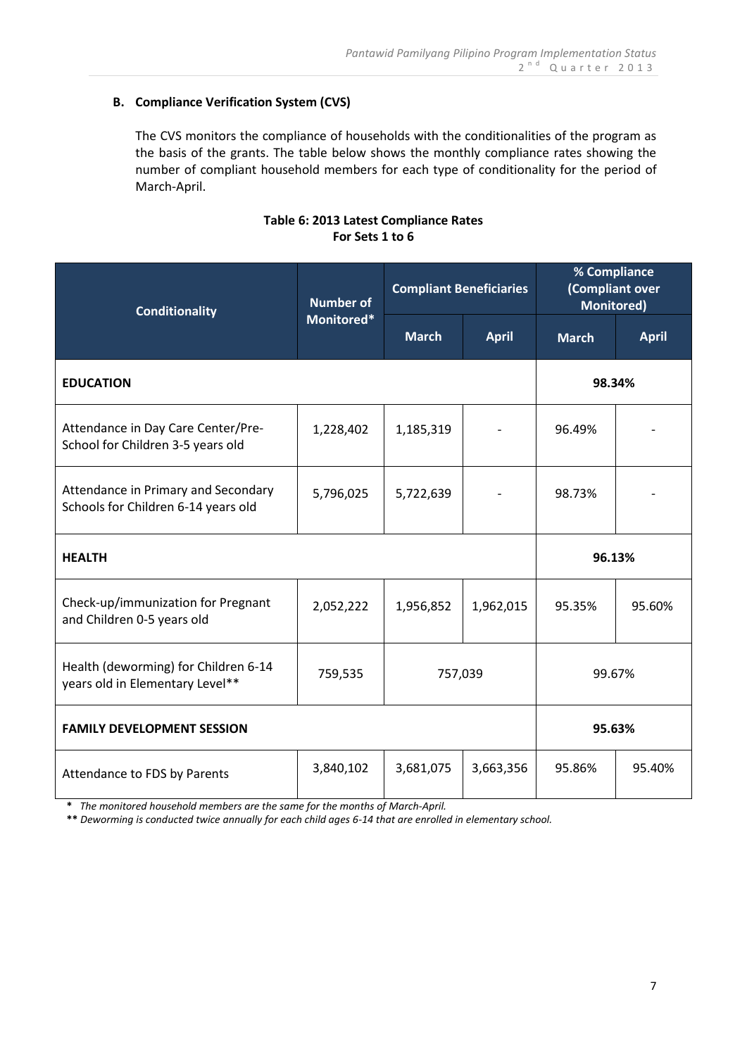### B. Compliance Verification System (CVS)

The CVS monitors the compliance of households with the conditionalities of the program as the basis of the grants. The table below shows the monthly compliance rates showing the number of compliant household members for each type of conditionality for the period of March-April.

**Table 6: 2013 Latest Compliance Rates**
**For Sets 1 to 6**

| Conditionality | Number of Monitored* | Compliant Beneficiaries | | % Compliance (Compliant over Monitored) | |
|---|---|---|---|---|---|
| | | March | April | March | April |
| **EDUCATION** | | | | 98.34% | |
| Attendance in Day Care Center/Pre-School for Children 3-5 years old | 1,228,402 | 1,185,319 | - | 96.49% | - |
| Attendance in Primary and Secondary Schools for Children 6-14 years old | 5,796,025 | 5,722,639 | - | 98.73% | - |
| **HEALTH** | | | | 96.13% | |
| Check-up/immunization for Pregnant and Children 0-5 years old | 2,052,222 | 1,956,852 | 1,962,015 | 95.35% | 95.60% |
| Health (deworming) for Children 6-14 years old in Elementary Level** | 759,535 | 757,039 | | 99.67% | |
| **FAMILY DEVELOPMENT SESSION** | | | | 95.63% | |
| Attendance to FDS by Parents | 3,840,102 | 3,681,075 | 3,663,356 | 95.86% | 95.40% |

**\*** *The monitored household members are the same for the months of March-April.*

**\*\*** *Deworming is conducted twice annually for each child ages 6-14 that are enrolled in elementary school.*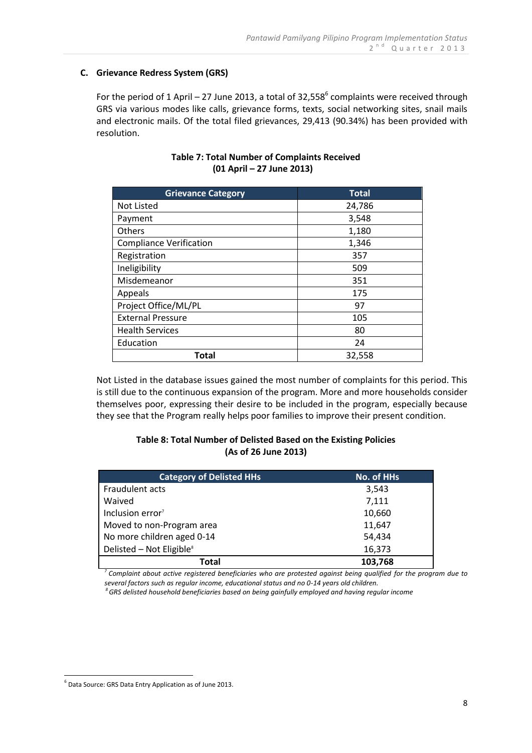### C. Grievance Redress System (GRS)

For the period of 1 April – 27 June 2013, a total of 32,558[6] complaints were received through GRS via various modes like calls, grievance forms, texts, social networking sites, snail mails and electronic mails. Of the total filed grievances, 29,413 (90.34%) has been provided with resolution.

**Table 7: Total Number of Complaints Received (01 April – 27 June 2013)**

| Grievance Category | Total |
|---|---|
| Not Listed | 24,786 |
| Payment | 3,548 |
| Others | 1,180 |
| Compliance Verification | 1,346 |
| Registration | 357 |
| Ineligibility | 509 |
| Misdemeanor | 351 |
| Appeals | 175 |
| Project Office/ML/PL | 97 |
| External Pressure | 105 |
| Health Services | 80 |
| Education | 24 |
| **Total** | 32,558 |

Not Listed in the database issues gained the most number of complaints for this period. This is still due to the continuous expansion of the program. More and more households consider themselves poor, expressing their desire to be included in the program, especially because they see that the Program really helps poor families to improve their present condition.

**Table 8: Total Number of Delisted Based on the Existing Policies (As of 26 June 2013)**

| Category of Delisted HHs | No. of HHs |
|---|---|
| Fraudulent acts | 3,543 |
| Waived | 7,111 |
| Inclusion error[7] | 10,660 |
| Moved to non-Program area | 11,647 |
| No more children aged 0-14 | 54,434 |
| Delisted – Not Eligible[8] | 16,373 |
| **Total** | **103,768** |

*[7] Complaint about active registered beneficiaries who are protested against being qualified for the program due to several factors such as regular income, educational status and no 0-14 years old children.*

*[8] GRS delisted household beneficiaries based on being gainfully employed and having regular income*

[6] Data Source: GRS Data Entry Application as of June 2013.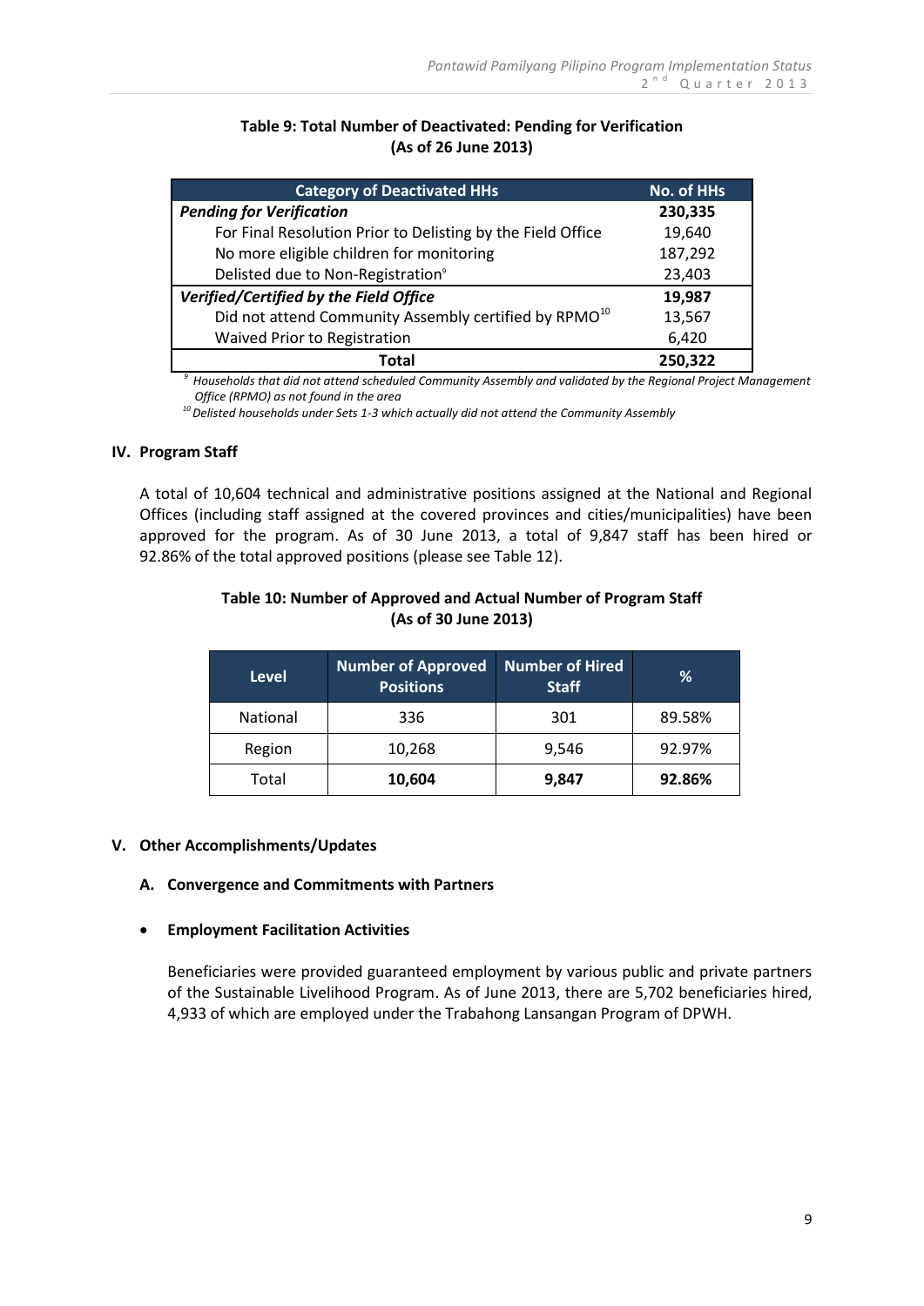**Table 9: Total Number of Deactivated: Pending for Verification (As of 26 June 2013)**

| Category of Deactivated HHs | No. of HHs |
|---|---|
| ***Pending for Verification*** | **230,335** |
| For Final Resolution Prior to Delisting by the Field Office | 19,640 |
| No more eligible children for monitoring | 187,292 |
| Delisted due to Non-Registration[9] | 23,403 |
| ***Verified/Certified by the Field Office*** | **19,987** |
| Did not attend Community Assembly certified by RPMO[10] | 13,567 |
| Waived Prior to Registration | 6,420 |
| **Total** | **250,322** |

[9] *Households that did not attend scheduled Community Assembly and validated by the Regional Project Management Office (RPMO) as not found in the area*

[10] *Delisted households under Sets 1-3 which actually did not attend the Community Assembly*

## IV. Program Staff

A total of 10,604 technical and administrative positions assigned at the National and Regional Offices (including staff assigned at the covered provinces and cities/municipalities) have been approved for the program. As of 30 June 2013, a total of 9,847 staff has been hired or 92.86% of the total approved positions (please see Table 12).

**Table 10: Number of Approved and Actual Number of Program Staff (As of 30 June 2013)**

| Level | Number of Approved Positions | Number of Hired Staff | % |
|---|---|---|---|
| National | 336 | 301 | 89.58% |
| Region | 10,268 | 9,546 | 92.97% |
| Total | **10,604** | **9,847** | **92.86%** |

## V. Other Accomplishments/Updates

### A. Convergence and Commitments with Partners

- **Employment Facilitation Activities**

  Beneficiaries were provided guaranteed employment by various public and private partners of the Sustainable Livelihood Program. As of June 2013, there are 5,702 beneficiaries hired, 4,933 of which are employed under the Trabahong Lansangan Program of DPWH.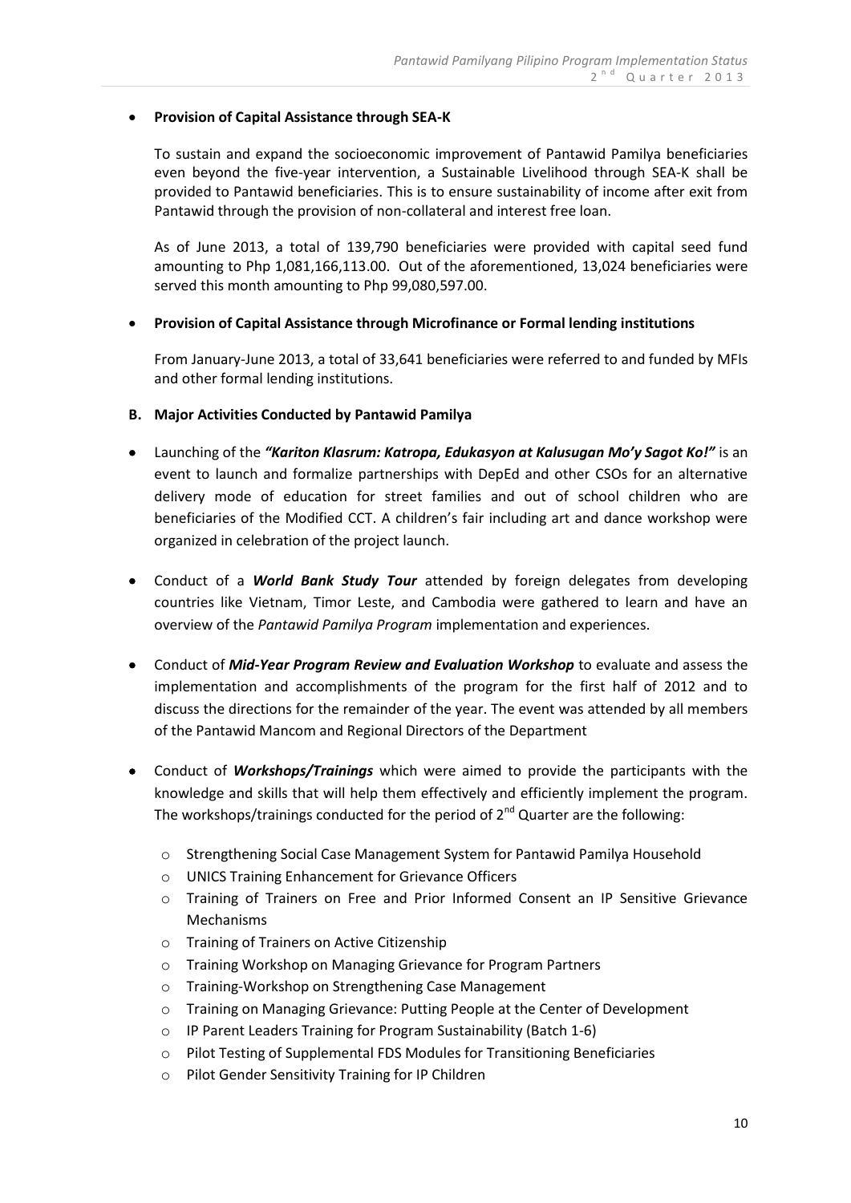- **Provision of Capital Assistance through SEA-K**

  To sustain and expand the socioeconomic improvement of Pantawid Pamilya beneficiaries even beyond the five-year intervention, a Sustainable Livelihood through SEA-K shall be provided to Pantawid beneficiaries. This is to ensure sustainability of income after exit from Pantawid through the provision of non-collateral and interest free loan.

  As of June 2013, a total of 139,790 beneficiaries were provided with capital seed fund amounting to Php 1,081,166,113.00. Out of the aforementioned, 13,024 beneficiaries were served this month amounting to Php 99,080,597.00.

- **Provision of Capital Assistance through Microfinance or Formal lending institutions**

  From January-June 2013, a total of 33,641 beneficiaries were referred to and funded by MFIs and other formal lending institutions.

**B. Major Activities Conducted by Pantawid Pamilya**

- Launching of the ***"Kariton Klasrum: Katropa, Edukasyon at Kalusugan Mo'y Sagot Ko!"*** is an event to launch and formalize partnerships with DepEd and other CSOs for an alternative delivery mode of education for street families and out of school children who are beneficiaries of the Modified CCT. A children's fair including art and dance workshop were organized in celebration of the project launch.

- Conduct of a ***World Bank Study Tour*** attended by foreign delegates from developing countries like Vietnam, Timor Leste, and Cambodia were gathered to learn and have an overview of the *Pantawid Pamilya Program* implementation and experiences.

- Conduct of ***Mid-Year Program Review and Evaluation Workshop*** to evaluate and assess the implementation and accomplishments of the program for the first half of 2012 and to discuss the directions for the remainder of the year. The event was attended by all members of the Pantawid Mancom and Regional Directors of the Department

- Conduct of ***Workshops/Trainings*** which were aimed to provide the participants with the knowledge and skills that will help them effectively and efficiently implement the program. The workshops/trainings conducted for the period of 2nd Quarter are the following:
  - Strengthening Social Case Management System for Pantawid Pamilya Household
  - UNICS Training Enhancement for Grievance Officers
  - Training of Trainers on Free and Prior Informed Consent an IP Sensitive Grievance Mechanisms
  - Training of Trainers on Active Citizenship
  - Training Workshop on Managing Grievance for Program Partners
  - Training-Workshop on Strengthening Case Management
  - Training on Managing Grievance: Putting People at the Center of Development
  - IP Parent Leaders Training for Program Sustainability (Batch 1-6)
  - Pilot Testing of Supplemental FDS Modules for Transitioning Beneficiaries
  - Pilot Gender Sensitivity Training for IP Children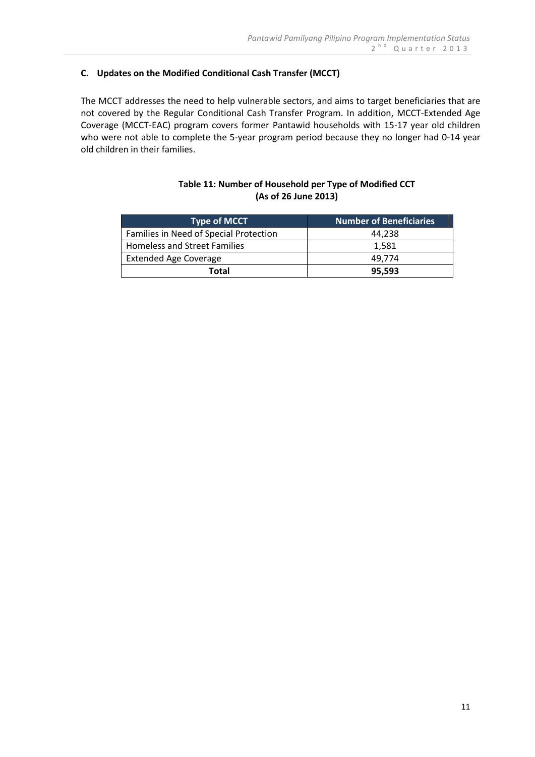### C. Updates on the Modified Conditional Cash Transfer (MCCT)

The MCCT addresses the need to help vulnerable sectors, and aims to target beneficiaries that are not covered by the Regular Conditional Cash Transfer Program. In addition, MCCT-Extended Age Coverage (MCCT-EAC) program covers former Pantawid households with 15-17 year old children who were not able to complete the 5-year program period because they no longer had 0-14 year old children in their families.

**Table 11: Number of Household per Type of Modified CCT (As of 26 June 2013)**

| Type of MCCT | Number of Beneficiaries |
|---|---|
| Families in Need of Special Protection | 44,238 |
| Homeless and Street Families | 1,581 |
| Extended Age Coverage | 49,774 |
| **Total** | **95,593** |